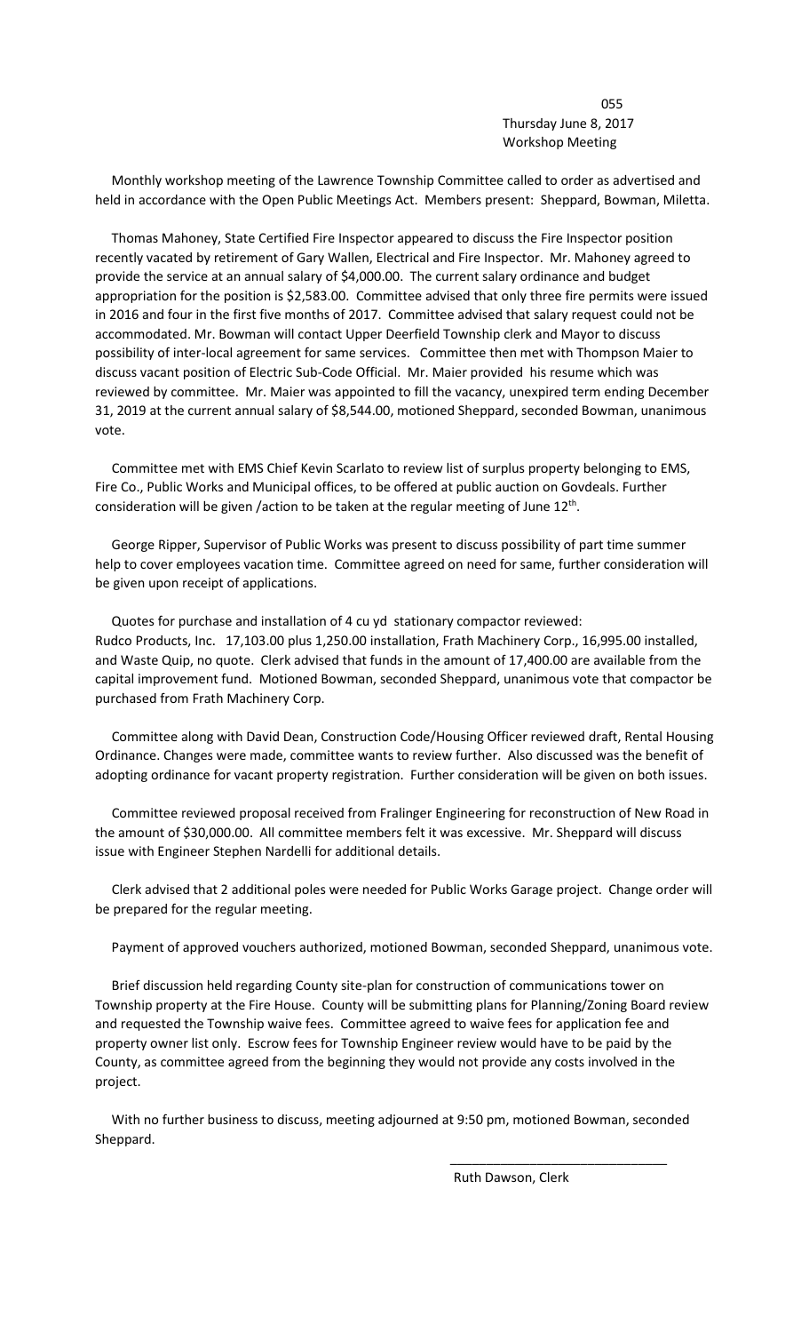055
Thursday June 8, 2017
Workshop Meeting

Monthly workshop meeting of the Lawrence Township Committee called to order as advertised and held in accordance with the Open Public Meetings Act. Members present: Sheppard, Bowman, Miletta.

Thomas Mahoney, State Certified Fire Inspector appeared to discuss the Fire Inspector position recently vacated by retirement of Gary Wallen, Electrical and Fire Inspector. Mr. Mahoney agreed to provide the service at an annual salary of $4,000.00. The current salary ordinance and budget appropriation for the position is $2,583.00. Committee advised that only three fire permits were issued in 2016 and four in the first five months of 2017. Committee advised that salary request could not be accommodated. Mr. Bowman will contact Upper Deerfield Township clerk and Mayor to discuss possibility of inter-local agreement for same services. Committee then met with Thompson Maier to discuss vacant position of Electric Sub-Code Official. Mr. Maier provided his resume which was reviewed by committee. Mr. Maier was appointed to fill the vacancy, unexpired term ending December 31, 2019 at the current annual salary of $8,544.00, motioned Sheppard, seconded Bowman, unanimous vote.

Committee met with EMS Chief Kevin Scarlato to review list of surplus property belonging to EMS, Fire Co., Public Works and Municipal offices, to be offered at public auction on Govdeals. Further consideration will be given /action to be taken at the regular meeting of June 12th.

George Ripper, Supervisor of Public Works was present to discuss possibility of part time summer help to cover employees vacation time. Committee agreed on need for same, further consideration will be given upon receipt of applications.

Quotes for purchase and installation of 4 cu yd stationary compactor reviewed:
Rudco Products, Inc. 17,103.00 plus 1,250.00 installation, Frath Machinery Corp., 16,995.00 installed, and Waste Quip, no quote. Clerk advised that funds in the amount of 17,400.00 are available from the capital improvement fund. Motioned Bowman, seconded Sheppard, unanimous vote that compactor be purchased from Frath Machinery Corp.

Committee along with David Dean, Construction Code/Housing Officer reviewed draft, Rental Housing Ordinance. Changes were made, committee wants to review further. Also discussed was the benefit of adopting ordinance for vacant property registration. Further consideration will be given on both issues.

Committee reviewed proposal received from Fralinger Engineering for reconstruction of New Road in the amount of $30,000.00. All committee members felt it was excessive. Mr. Sheppard will discuss issue with Engineer Stephen Nardelli for additional details.

Clerk advised that 2 additional poles were needed for Public Works Garage project. Change order will be prepared for the regular meeting.

Payment of approved vouchers authorized, motioned Bowman, seconded Sheppard, unanimous vote.

Brief discussion held regarding County site-plan for construction of communications tower on Township property at the Fire House. County will be submitting plans for Planning/Zoning Board review and requested the Township waive fees. Committee agreed to waive fees for application fee and property owner list only. Escrow fees for Township Engineer review would have to be paid by the County, as committee agreed from the beginning they would not provide any costs involved in the project.

With no further business to discuss, meeting adjourned at 9:50 pm, motioned Bowman, seconded Sheppard.

\_\_\_\_\_\_\_\_\_\_\_\_\_\_\_\_\_\_\_\_\_\_\_\_\_\_\_\_\_\_\_\_

Ruth Dawson, Clerk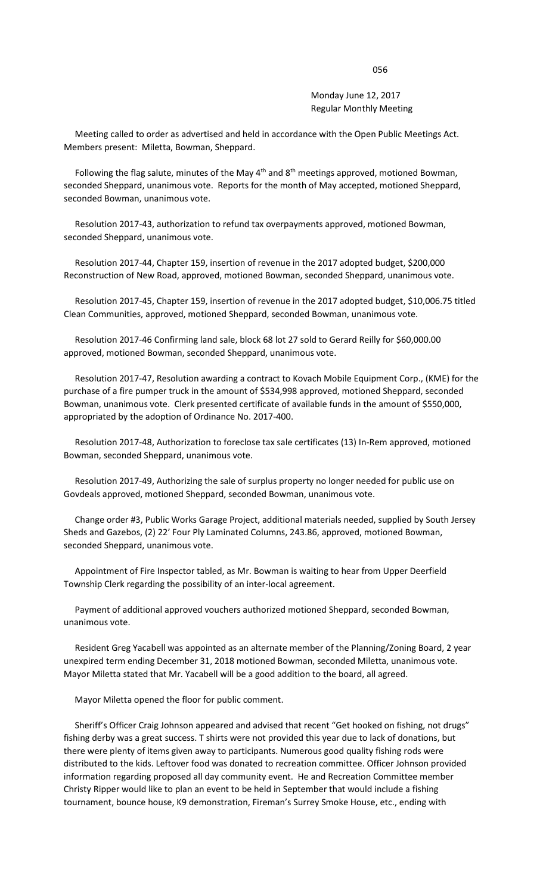Monday June 12, 2017
Regular Monthly Meeting

Meeting called to order as advertised and held in accordance with the Open Public Meetings Act. Members present: Miletta, Bowman, Sheppard.

Following the flag salute, minutes of the May 4th and 8th meetings approved, motioned Bowman, seconded Sheppard, unanimous vote. Reports for the month of May accepted, motioned Sheppard, seconded Bowman, unanimous vote.

Resolution 2017-43, authorization to refund tax overpayments approved, motioned Bowman, seconded Sheppard, unanimous vote.

Resolution 2017-44, Chapter 159, insertion of revenue in the 2017 adopted budget, $200,000 Reconstruction of New Road, approved, motioned Bowman, seconded Sheppard, unanimous vote.

Resolution 2017-45, Chapter 159, insertion of revenue in the 2017 adopted budget, $10,006.75 titled Clean Communities, approved, motioned Sheppard, seconded Bowman, unanimous vote.

Resolution 2017-46 Confirming land sale, block 68 lot 27 sold to Gerard Reilly for $60,000.00 approved, motioned Bowman, seconded Sheppard, unanimous vote.

Resolution 2017-47, Resolution awarding a contract to Kovach Mobile Equipment Corp., (KME) for the purchase of a fire pumper truck in the amount of $534,998 approved, motioned Sheppard, seconded Bowman, unanimous vote. Clerk presented certificate of available funds in the amount of $550,000, appropriated by the adoption of Ordinance No. 2017-400.

Resolution 2017-48, Authorization to foreclose tax sale certificates (13) In-Rem approved, motioned Bowman, seconded Sheppard, unanimous vote.

Resolution 2017-49, Authorizing the sale of surplus property no longer needed for public use on Govdeals approved, motioned Sheppard, seconded Bowman, unanimous vote.

Change order #3, Public Works Garage Project, additional materials needed, supplied by South Jersey Sheds and Gazebos, (2) 22' Four Ply Laminated Columns, 243.86, approved, motioned Bowman, seconded Sheppard, unanimous vote.

Appointment of Fire Inspector tabled, as Mr. Bowman is waiting to hear from Upper Deerfield Township Clerk regarding the possibility of an inter-local agreement.

Payment of additional approved vouchers authorized motioned Sheppard, seconded Bowman, unanimous vote.

Resident Greg Yacabell was appointed as an alternate member of the Planning/Zoning Board, 2 year unexpired term ending December 31, 2018 motioned Bowman, seconded Miletta, unanimous vote. Mayor Miletta stated that Mr. Yacabell will be a good addition to the board, all agreed.

Mayor Miletta opened the floor for public comment.

Sheriff's Officer Craig Johnson appeared and advised that recent "Get hooked on fishing, not drugs" fishing derby was a great success. T shirts were not provided this year due to lack of donations, but there were plenty of items given away to participants. Numerous good quality fishing rods were distributed to the kids. Leftover food was donated to recreation committee. Officer Johnson provided information regarding proposed all day community event. He and Recreation Committee member Christy Ripper would like to plan an event to be held in September that would include a fishing tournament, bounce house, K9 demonstration, Fireman's Surrey Smoke House, etc., ending with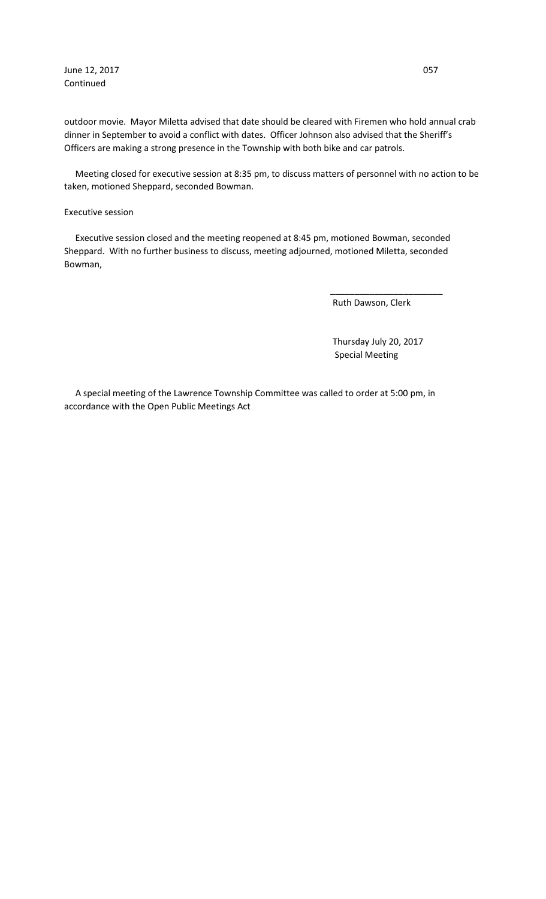June 12, 2017
Continued

outdoor movie. Mayor Miletta advised that date should be cleared with Firemen who hold annual crab dinner in September to avoid a conflict with dates. Officer Johnson also advised that the Sheriff's Officers are making a strong presence in the Township with both bike and car patrols.

Meeting closed for executive session at 8:35 pm, to discuss matters of personnel with no action to be taken, motioned Sheppard, seconded Bowman.

Executive session

Executive session closed and the meeting reopened at 8:45 pm, motioned Bowman, seconded Sheppard. With no further business to discuss, meeting adjourned, motioned Miletta, seconded Bowman,

\_\_\_\_\_\_\_\_\_\_\_\_\_\_\_\_\_\_\_\_\_\_\_\_
Ruth Dawson, Clerk

Thursday July 20, 2017
Special Meeting

A special meeting of the Lawrence Township Committee was called to order at 5:00 pm, in accordance with the Open Public Meetings Act